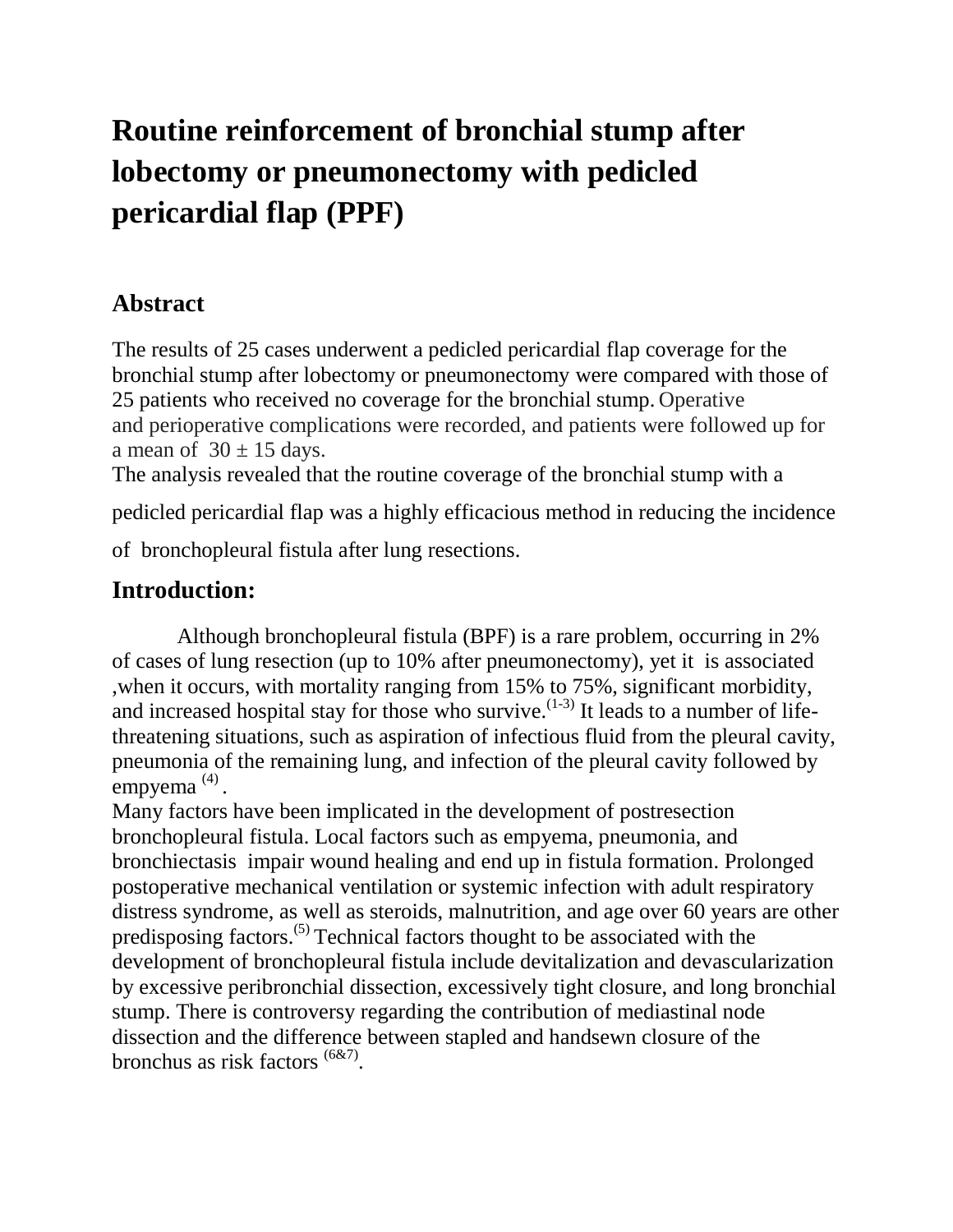# Routine reinforcement of bronchial stump after lobectomy or pneumonectomy with pedicled pericardial flap (PPF)

## Abstract

The results of 25 cases underwent a pedicled pericardial flap coverage for the bronchial stump after lobectomy or pneumonectomy were compared with those of 25 patients who received no coverage for the bronchial stump. Operative and perioperative complications were recorded, and patients were followed up for a mean of $30 \pm 15$ days.

The analysis revealed that the routine coverage of the bronchial stump with a pedicled pericardial flap was a highly efficacious method in reducing the incidence of bronchopleural fistula after lung resections.

## Introduction:

Although bronchopleural fistula (BPF) is a rare problem, occurring in 2% of cases of lung resection (up to 10% after pneumonectomy), yet it is associated ,when it occurs, with mortality ranging from 15% to 75%, significant morbidity, and increased hospital stay for those who survive.[1-3] It leads to a number of life-threatening situations, such as aspiration of infectious fluid from the pleural cavity, pneumonia of the remaining lung, and infection of the pleural cavity followed by empyema [4].

Many factors have been implicated in the development of postresection bronchopleural fistula. Local factors such as empyema, pneumonia, and bronchiectasis impair wound healing and end up in fistula formation. Prolonged postoperative mechanical ventilation or systemic infection with adult respiratory distress syndrome, as well as steroids, malnutrition, and age over 60 years are other predisposing factors.[5] Technical factors thought to be associated with the development of bronchopleural fistula include devitalization and devascularization by excessive peribronchial dissection, excessively tight closure, and long bronchial stump. There is controversy regarding the contribution of mediastinal node dissection and the difference between stapled and handsewn closure of the bronchus as risk factors [6&7].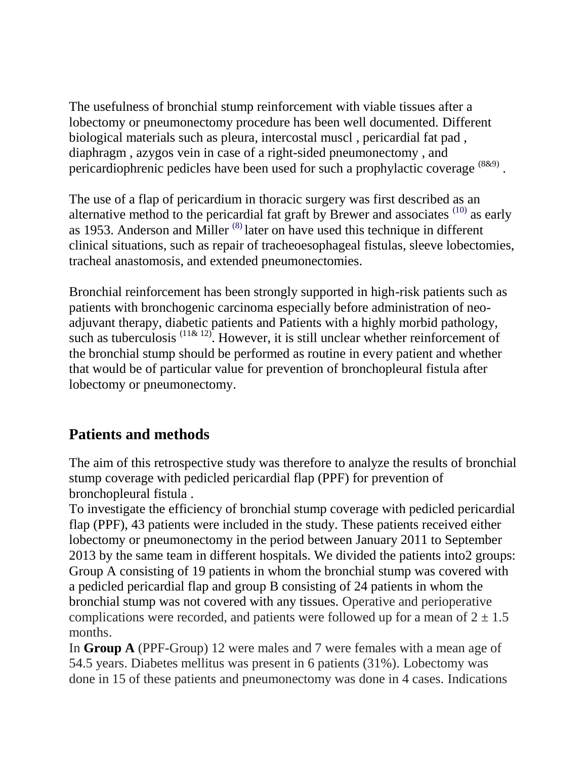The usefulness of bronchial stump reinforcement with viable tissues after a lobectomy or pneumonectomy procedure has been well documented. Different biological materials such as pleura, intercostal muscl , pericardial fat pad , diaphragm , azygos vein in case of a right-sided pneumonectomy , and pericardiophrenic pedicles have been used for such a prophylactic coverage [8&9] .

The use of a flap of pericardium in thoracic surgery was first described as an alternative method to the pericardial fat graft by Brewer and associates [10] as early as 1953. Anderson and Miller [8] later on have used this technique in different clinical situations, such as repair of tracheoesophageal fistulas, sleeve lobectomies, tracheal anastomosis, and extended pneumonectomies.

Bronchial reinforcement has been strongly supported in high-risk patients such as patients with bronchogenic carcinoma especially before administration of neo-adjuvant therapy, diabetic patients and Patients with a highly morbid pathology, such as tuberculosis [11& 12]. However, it is still unclear whether reinforcement of the bronchial stump should be performed as routine in every patient and whether that would be of particular value for prevention of bronchopleural fistula after lobectomy or pneumonectomy.

## Patients and methods

The aim of this retrospective study was therefore to analyze the results of bronchial stump coverage with pedicled pericardial flap (PPF) for prevention of bronchopleural fistula .

To investigate the efficiency of bronchial stump coverage with pedicled pericardial flap (PPF), 43 patients were included in the study. These patients received either lobectomy or pneumonectomy in the period between January 2011 to September 2013 by the same team in different hospitals. We divided the patients into2 groups: Group A consisting of 19 patients in whom the bronchial stump was covered with a pedicled pericardial flap and group B consisting of 24 patients in whom the bronchial stump was not covered with any tissues. Operative and perioperative complications were recorded, and patients were followed up for a mean of $2 \pm 1.5$ months.

In **Group A** (PPF-Group) 12 were males and 7 were females with a mean age of 54.5 years. Diabetes mellitus was present in 6 patients (31%). Lobectomy was done in 15 of these patients and pneumonectomy was done in 4 cases. Indications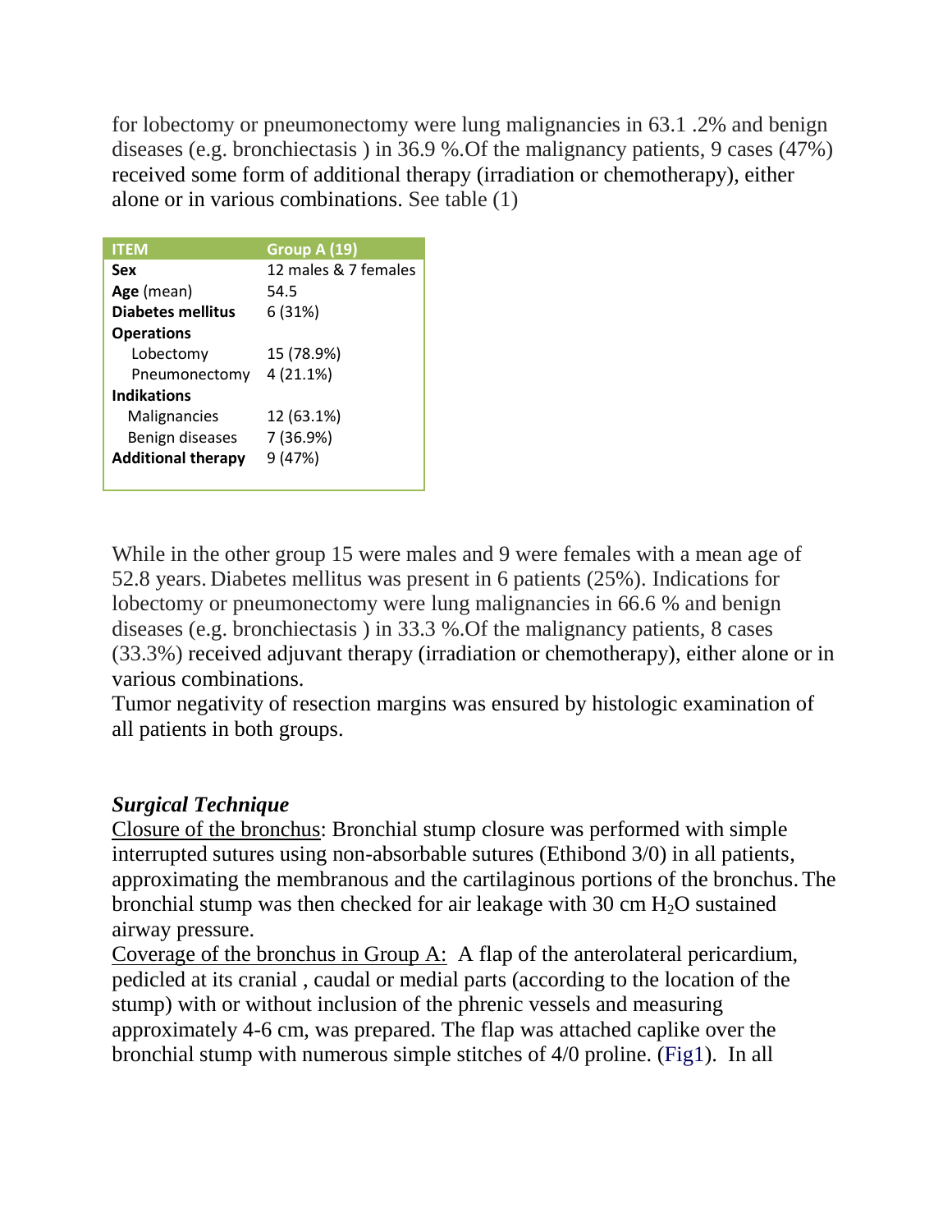for lobectomy or pneumonectomy were lung malignancies in 63.1 .2% and benign diseases (e.g. bronchiectasis ) in 36.9 %.Of the malignancy patients, 9 cases (47%) received some form of additional therapy (irradiation or chemotherapy), either alone or in various combinations. See table (1)

| ITEM | Group A (19) |
|---|---|
| **Sex** | 12 males & 7 females |
| **Age** (mean) | 54.5 |
| **Diabetes mellitus** | 6 (31%) |
| **Operations** | |
| Lobectomy | 15 (78.9%) |
| Pneumonectomy | 4 (21.1%) |
| **Indikations** | |
| Malignancies | 12 (63.1%) |
| Benign diseases | 7 (36.9%) |
| **Additional therapy** | 9 (47%) |

While in the other group 15 were males and 9 were females with a mean age of 52.8 years. Diabetes mellitus was present in 6 patients (25%). Indications for lobectomy or pneumonectomy were lung malignancies in 66.6 % and benign diseases (e.g. bronchiectasis ) in 33.3 %.Of the malignancy patients, 8 cases (33.3%) received adjuvant therapy (irradiation or chemotherapy), either alone or in various combinations.

Tumor negativity of resection margins was ensured by histologic examination of all patients in both groups.

### *Surgical Technique*

Closure of the bronchus: Bronchial stump closure was performed with simple interrupted sutures using non-absorbable sutures (Ethibond 3/0) in all patients, approximating the membranous and the cartilaginous portions of the bronchus. The bronchial stump was then checked for air leakage with 30 cm $H_2O$ sustained airway pressure.

Coverage of the bronchus in Group A: A flap of the anterolateral pericardium, pedicled at its cranial , caudal or medial parts (according to the location of the stump) with or without inclusion of the phrenic vessels and measuring approximately 4-6 cm, was prepared. The flap was attached caplike over the bronchial stump with numerous simple stitches of 4/0 proline. (Fig1). In all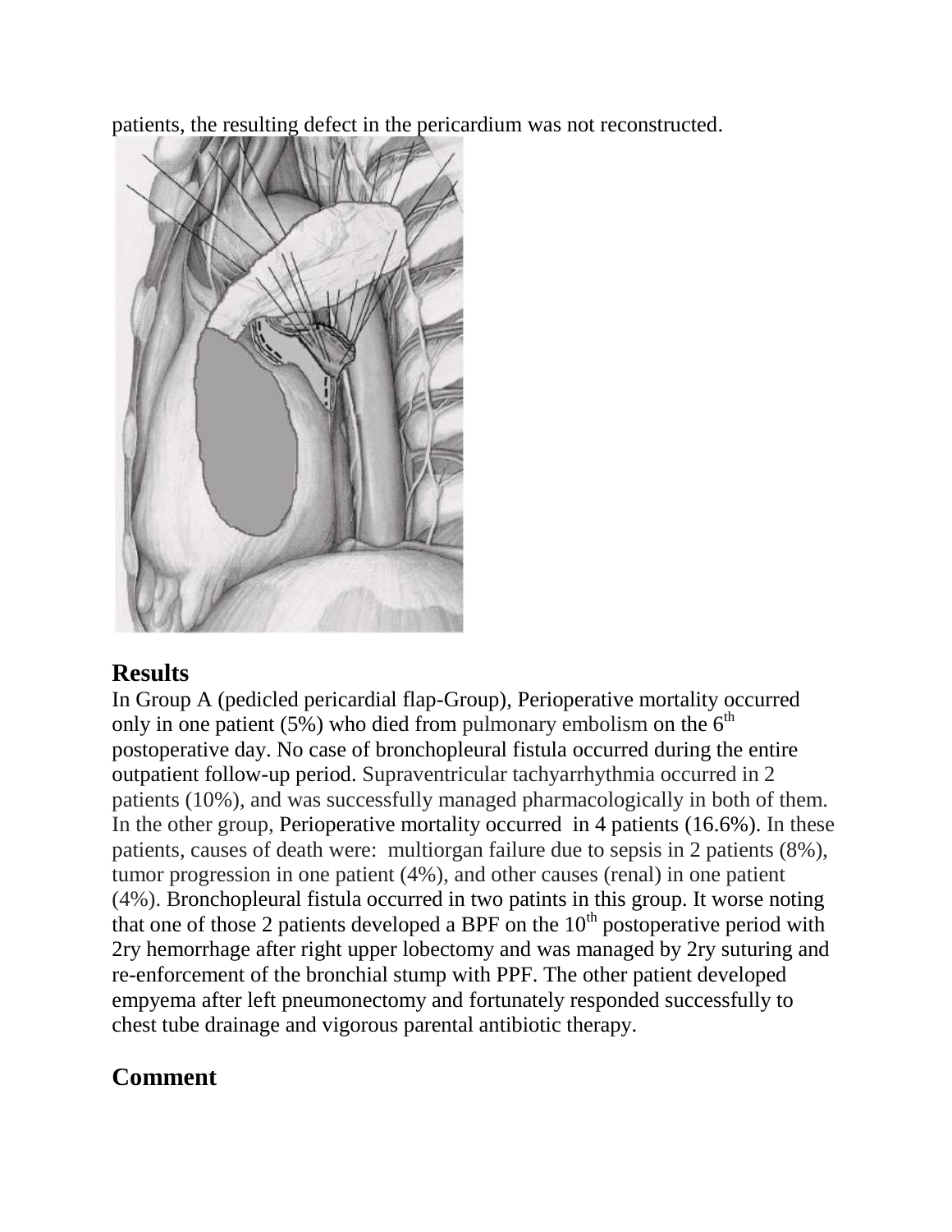patients, the resulting defect in the pericardium was not reconstructed.

## Results

In Group A (pedicled pericardial flap-Group), Perioperative mortality occurred only in one patient (5%) who died from pulmonary embolism on the 6th postoperative day. No case of bronchopleural fistula occurred during the entire outpatient follow-up period. Supraventricular tachyarrhythmia occurred in 2 patients (10%), and was successfully managed pharmacologically in both of them. In the other group, Perioperative mortality occurred in 4 patients (16.6%). In these patients, causes of death were: multiorgan failure due to sepsis in 2 patients (8%), tumor progression in one patient (4%), and other causes (renal) in one patient (4%). Bronchopleural fistula occurred in two patints in this group. It worse noting that one of those 2 patients developed a BPF on the 10th postoperative period with 2ry hemorrhage after right upper lobectomy and was managed by 2ry suturing and re-enforcement of the bronchial stump with PPF. The other patient developed empyema after left pneumonectomy and fortunately responded successfully to chest tube drainage and vigorous parental antibiotic therapy.

## Comment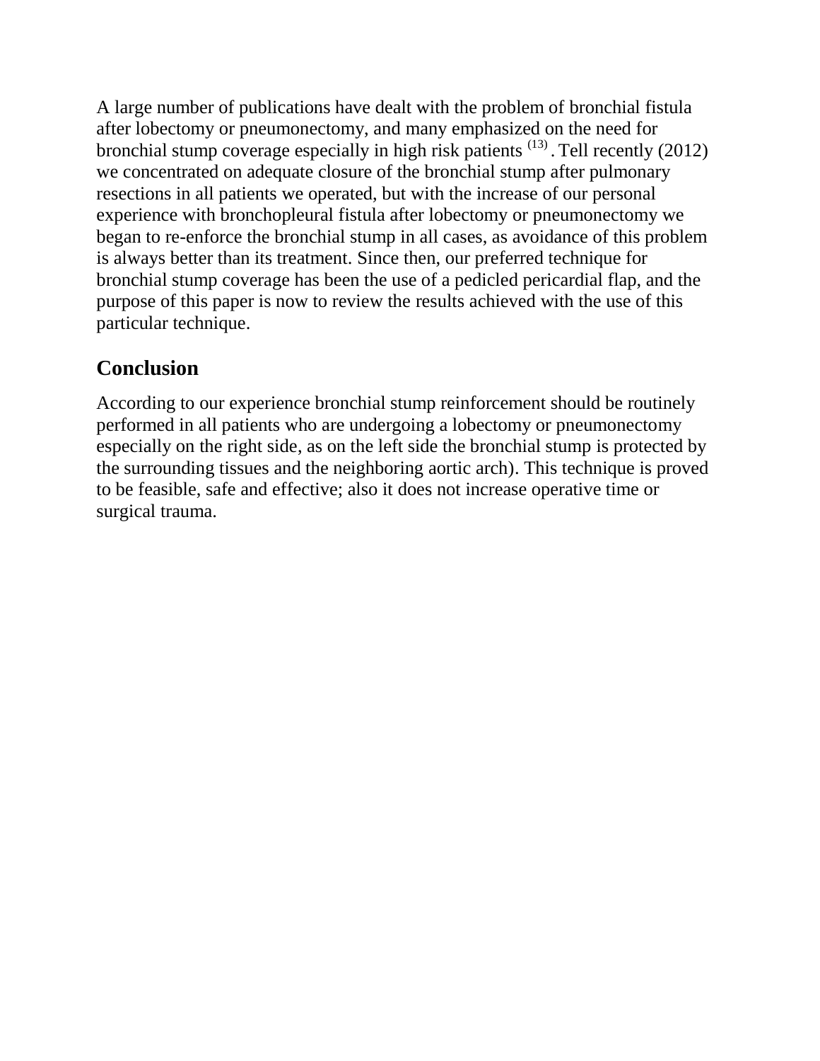A large number of publications have dealt with the problem of bronchial fistula after lobectomy or pneumonectomy, and many emphasized on the need for bronchial stump coverage especially in high risk patients [13]. Tell recently (2012) we concentrated on adequate closure of the bronchial stump after pulmonary resections in all patients we operated, but with the increase of our personal experience with bronchopleural fistula after lobectomy or pneumonectomy we began to re-enforce the bronchial stump in all cases, as avoidance of this problem is always better than its treatment. Since then, our preferred technique for bronchial stump coverage has been the use of a pedicled pericardial flap, and the purpose of this paper is now to review the results achieved with the use of this particular technique.

## Conclusion

According to our experience bronchial stump reinforcement should be routinely performed in all patients who are undergoing a lobectomy or pneumonectomy especially on the right side, as on the left side the bronchial stump is protected by the surrounding tissues and the neighboring aortic arch). This technique is proved to be feasible, safe and effective; also it does not increase operative time or surgical trauma.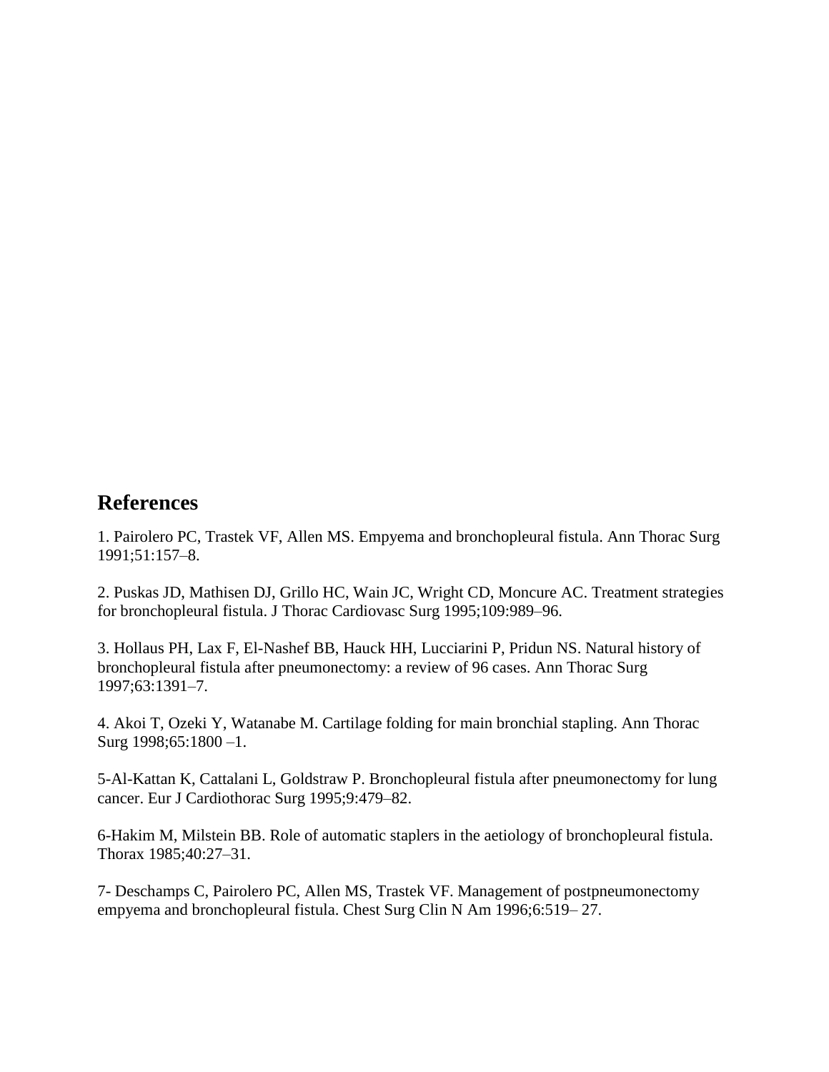## References

1. Pairolero PC, Trastek VF, Allen MS. Empyema and bronchopleural fistula. Ann Thorac Surg 1991;51:157–8.

2. Puskas JD, Mathisen DJ, Grillo HC, Wain JC, Wright CD, Moncure AC. Treatment strategies for bronchopleural fistula. J Thorac Cardiovasc Surg 1995;109:989–96.

3. Hollaus PH, Lax F, El-Nashef BB, Hauck HH, Lucciarini P, Pridun NS. Natural history of bronchopleural fistula after pneumonectomy: a review of 96 cases. Ann Thorac Surg 1997;63:1391–7.

4. Akoi T, Ozeki Y, Watanabe M. Cartilage folding for main bronchial stapling. Ann Thorac Surg 1998;65:1800 –1.

5-Al-Kattan K, Cattalani L, Goldstraw P. Bronchopleural fistula after pneumonectomy for lung cancer. Eur J Cardiothorac Surg 1995;9:479–82.

6-Hakim M, Milstein BB. Role of automatic staplers in the aetiology of bronchopleural fistula. Thorax 1985;40:27–31.

7- Deschamps C, Pairolero PC, Allen MS, Trastek VF. Management of postpneumonectomy empyema and bronchopleural fistula. Chest Surg Clin N Am 1996;6:519– 27.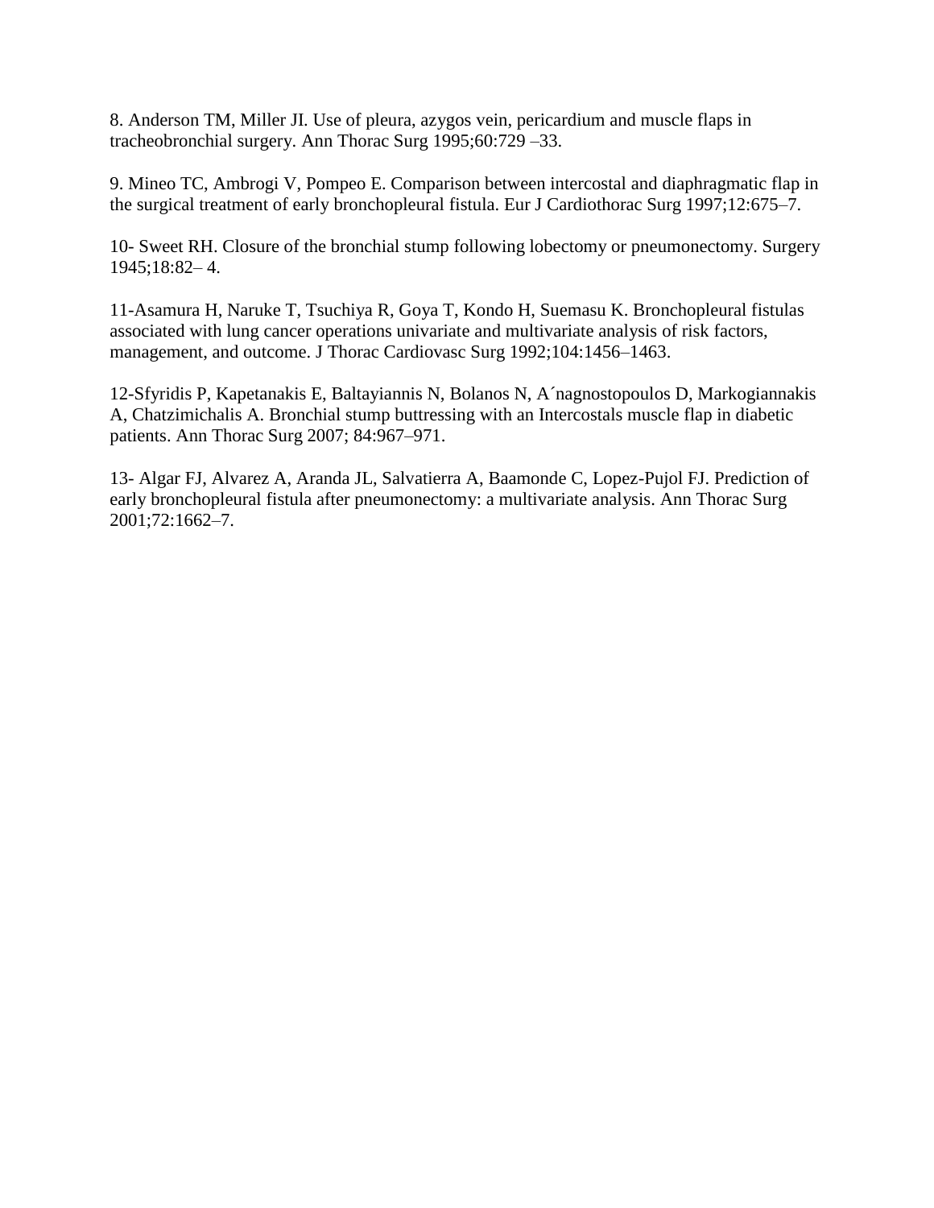8. Anderson TM, Miller JI. Use of pleura, azygos vein, pericardium and muscle flaps in tracheobronchial surgery. Ann Thorac Surg 1995;60:729 –33.

9. Mineo TC, Ambrogi V, Pompeo E. Comparison between intercostal and diaphragmatic flap in the surgical treatment of early bronchopleural fistula. Eur J Cardiothorac Surg 1997;12:675–7.

10- Sweet RH. Closure of the bronchial stump following lobectomy or pneumonectomy. Surgery 1945;18:82– 4.

11-Asamura H, Naruke T, Tsuchiya R, Goya T, Kondo H, Suemasu K. Bronchopleural fistulas associated with lung cancer operations univariate and multivariate analysis of risk factors, management, and outcome. J Thorac Cardiovasc Surg 1992;104:1456–1463.

12-Sfyridis P, Kapetanakis E, Baltayiannis N, Bolanos N, A´nagnostopoulos D, Markogiannakis A, Chatzimichalis A. Bronchial stump buttressing with an Intercostals muscle flap in diabetic patients. Ann Thorac Surg 2007; 84:967–971.

13- Algar FJ, Alvarez A, Aranda JL, Salvatierra A, Baamonde C, Lopez-Pujol FJ. Prediction of early bronchopleural fistula after pneumonectomy: a multivariate analysis. Ann Thorac Surg 2001;72:1662–7.